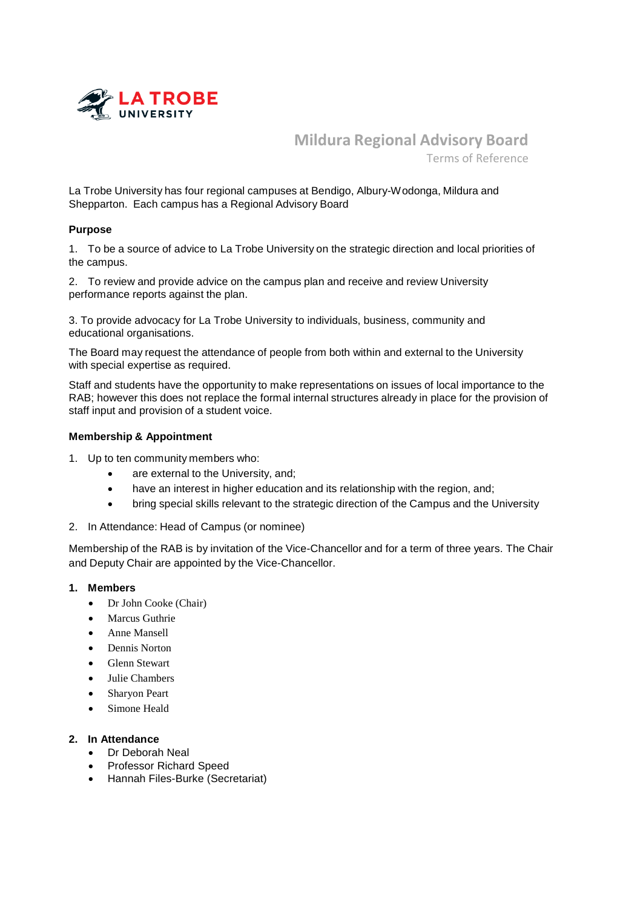LA TROBE UNIVERSITY

# Mildura Regional Advisory Board

Terms of Reference

La Trobe University has four regional campuses at Bendigo, Albury-Wodonga, Mildura and Shepparton. Each campus has a Regional Advisory Board

## Purpose

1. To be a source of advice to La Trobe University on the strategic direction and local priorities of the campus.

2. To review and provide advice on the campus plan and receive and review University performance reports against the plan.

3. To provide advocacy for La Trobe University to individuals, business, community and educational organisations.

The Board may request the attendance of people from both within and external to the University with special expertise as required.

Staff and students have the opportunity to make representations on issues of local importance to the RAB; however this does not replace the formal internal structures already in place for the provision of staff input and provision of a student voice.

## Membership & Appointment

1. Up to ten community members who:
   - are external to the University, and;
   - have an interest in higher education and its relationship with the region, and;
   - bring special skills relevant to the strategic direction of the Campus and the University
2. In Attendance: Head of Campus (or nominee)

Membership of the RAB is by invitation of the Vice-Chancellor and for a term of three years. The Chair and Deputy Chair are appointed by the Vice-Chancellor.

### 1. Members

- Dr John Cooke (Chair)
- Marcus Guthrie
- Anne Mansell
- Dennis Norton
- Glenn Stewart
- Julie Chambers
- Sharyon Peart
- Simone Heald

### 2. In Attendance

- Dr Deborah Neal
- Professor Richard Speed
- Hannah Files-Burke (Secretariat)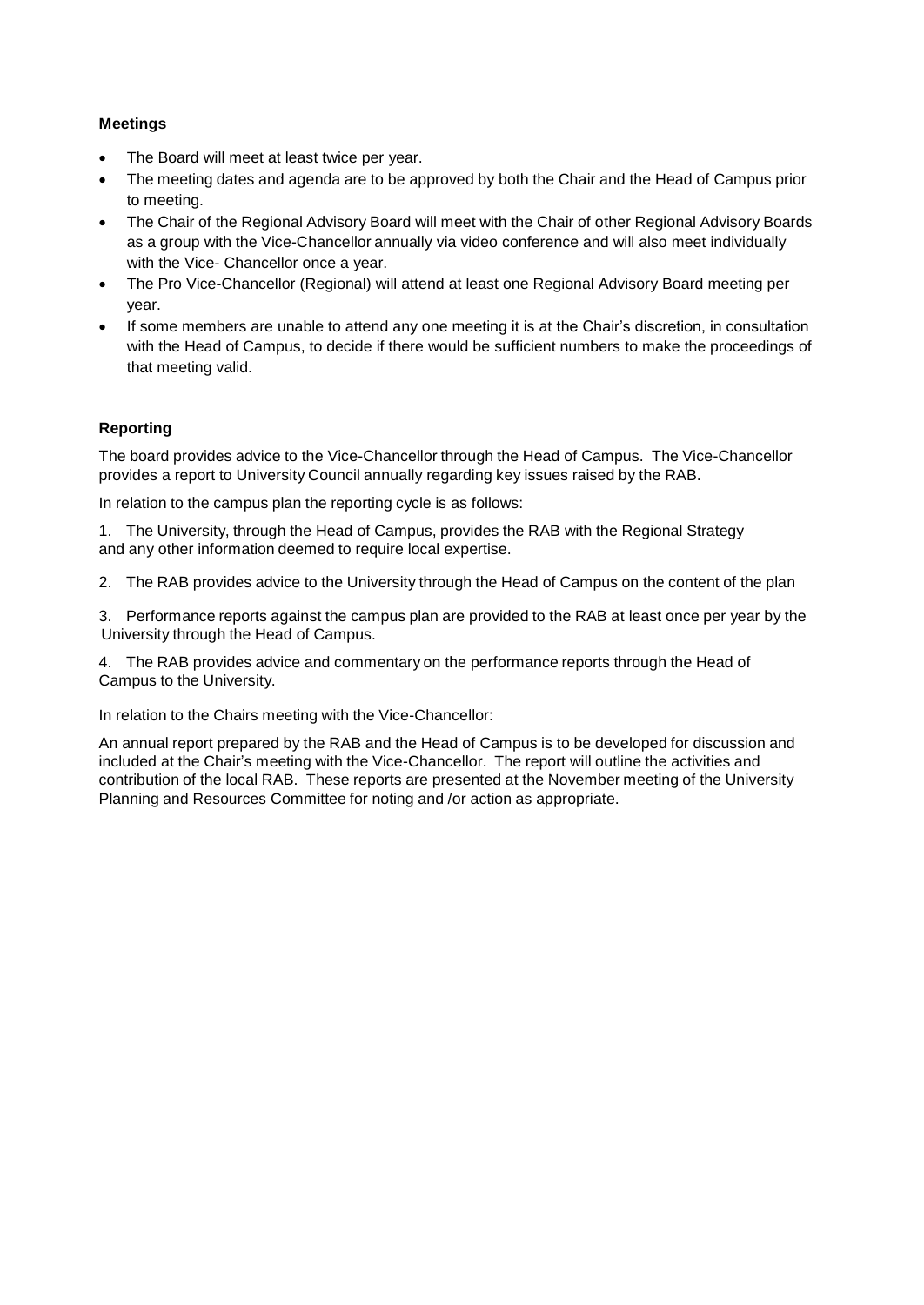### Meetings

- The Board will meet at least twice per year.
- The meeting dates and agenda are to be approved by both the Chair and the Head of Campus prior to meeting.
- The Chair of the Regional Advisory Board will meet with the Chair of other Regional Advisory Boards as a group with the Vice-Chancellor annually via video conference and will also meet individually with the Vice- Chancellor once a year.
- The Pro Vice-Chancellor (Regional) will attend at least one Regional Advisory Board meeting per year.
- If some members are unable to attend any one meeting it is at the Chair's discretion, in consultation with the Head of Campus, to decide if there would be sufficient numbers to make the proceedings of that meeting valid.

### Reporting

The board provides advice to the Vice-Chancellor through the Head of Campus. The Vice-Chancellor provides a report to University Council annually regarding key issues raised by the RAB.

In relation to the campus plan the reporting cycle is as follows:

1. The University, through the Head of Campus, provides the RAB with the Regional Strategy and any other information deemed to require local expertise.

2. The RAB provides advice to the University through the Head of Campus on the content of the plan

3. Performance reports against the campus plan are provided to the RAB at least once per year by the University through the Head of Campus.

4. The RAB provides advice and commentary on the performance reports through the Head of Campus to the University.

In relation to the Chairs meeting with the Vice-Chancellor:

An annual report prepared by the RAB and the Head of Campus is to be developed for discussion and included at the Chair's meeting with the Vice-Chancellor. The report will outline the activities and contribution of the local RAB. These reports are presented at the November meeting of the University Planning and Resources Committee for noting and /or action as appropriate.